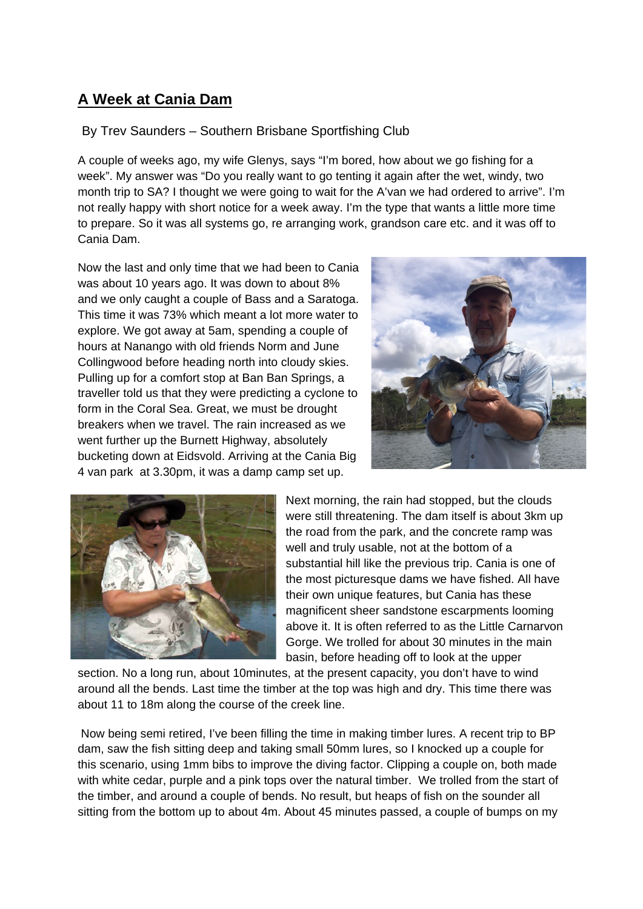## A Week at Cania Dam

By Trev Saunders – Southern Brisbane Sportfishing Club

A couple of weeks ago, my wife Glenys, says "I'm bored, how about we go fishing for a week". My answer was "Do you really want to go tenting it again after the wet, windy, two month trip to SA? I thought we were going to wait for the A'van we had ordered to arrive". I'm not really happy with short notice for a week away. I'm the type that wants a little more time to prepare. So it was all systems go, re arranging work, grandson care etc. and it was off to Cania Dam.

Now the last and only time that we had been to Cania was about 10 years ago. It was down to about 8% and we only caught a couple of Bass and a Saratoga. This time it was 73% which meant a lot more water to explore. We got away at 5am, spending a couple of hours at Nanango with old friends Norm and June Collingwood before heading north into cloudy skies. Pulling up for a comfort stop at Ban Ban Springs, a traveller told us that they were predicting a cyclone to form in the Coral Sea. Great, we must be drought breakers when we travel. The rain increased as we went further up the Burnett Highway, absolutely bucketing down at Eidsvold. Arriving at the Cania Big 4 van park at 3.30pm, it was a damp camp set up.

Next morning, the rain had stopped, but the clouds were still threatening. The dam itself is about 3km up the road from the park, and the concrete ramp was well and truly usable, not at the bottom of a substantial hill like the previous trip. Cania is one of the most picturesque dams we have fished. All have their own unique features, but Cania has these magnificent sheer sandstone escarpments looming above it. It is often referred to as the Little Carnarvon Gorge. We trolled for about 30 minutes in the main basin, before heading off to look at the upper section. No a long run, about 10minutes, at the present capacity, you don't have to wind around all the bends. Last time the timber at the top was high and dry. This time there was about 11 to 18m along the course of the creek line.

Now being semi retired, I've been filling the time in making timber lures. A recent trip to BP dam, saw the fish sitting deep and taking small 50mm lures, so I knocked up a couple for this scenario, using 1mm bibs to improve the diving factor. Clipping a couple on, both made with white cedar, purple and a pink tops over the natural timber. We trolled from the start of the timber, and around a couple of bends. No result, but heaps of fish on the sounder all sitting from the bottom up to about 4m. About 45 minutes passed, a couple of bumps on my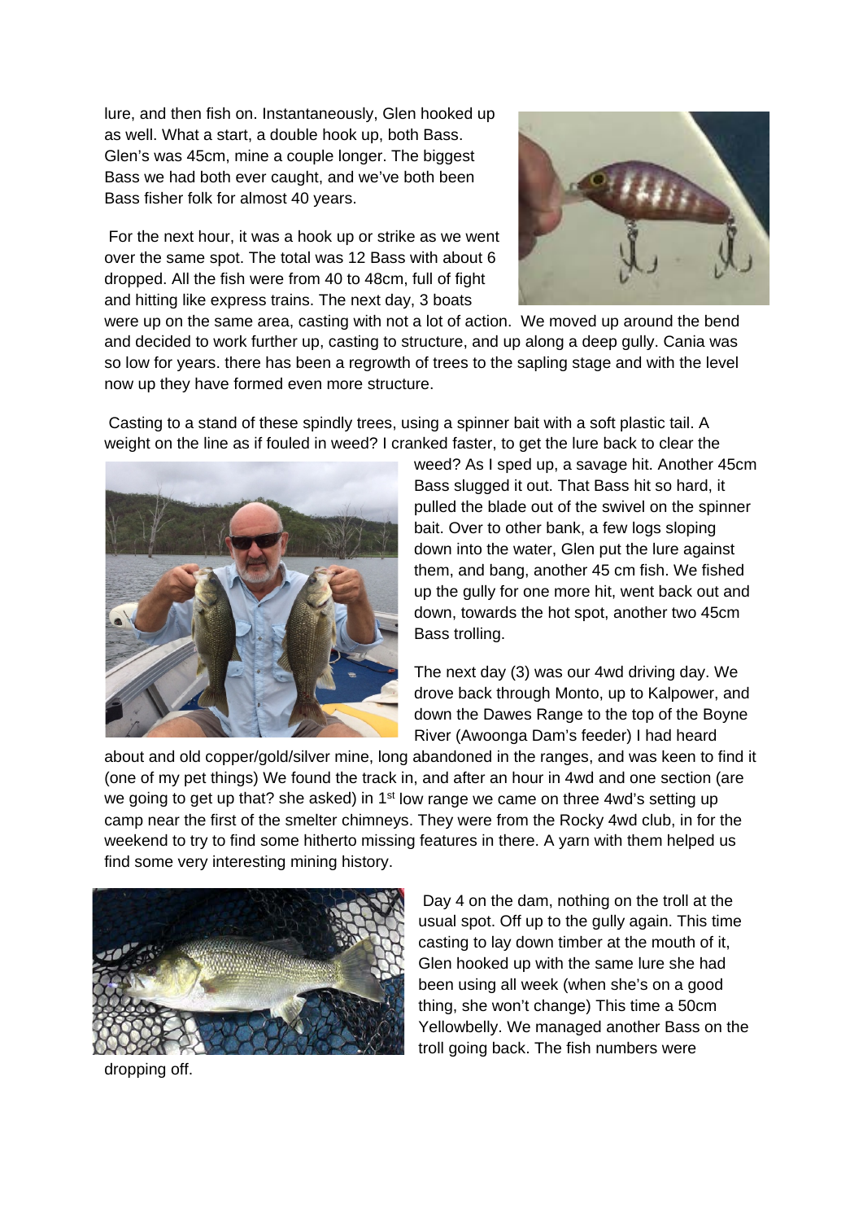lure, and then fish on. Instantaneously, Glen hooked up as well. What a start, a double hook up, both Bass. Glen's was 45cm, mine a couple longer. The biggest Bass we had both ever caught, and we've both been Bass fisher folk for almost 40 years.

For the next hour, it was a hook up or strike as we went over the same spot. The total was 12 Bass with about 6 dropped. All the fish were from 40 to 48cm, full of fight and hitting like express trains. The next day, 3 boats were up on the same area, casting with not a lot of action. We moved up around the bend and decided to work further up, casting to structure, and up along a deep gully. Cania was so low for years. there has been a regrowth of trees to the sapling stage and with the level now up they have formed even more structure.

Casting to a stand of these spindly trees, using a spinner bait with a soft plastic tail. A weight on the line as if fouled in weed? I cranked faster, to get the lure back to clear the weed? As I sped up, a savage hit. Another 45cm Bass slugged it out. That Bass hit so hard, it pulled the blade out of the swivel on the spinner bait. Over to other bank, a few logs sloping down into the water, Glen put the lure against them, and bang, another 45 cm fish. We fished up the gully for one more hit, went back out and down, towards the hot spot, another two 45cm Bass trolling.

The next day (3) was our 4wd driving day. We drove back through Monto, up to Kalpower, and down the Dawes Range to the top of the Boyne River (Awoonga Dam's feeder) I had heard about and old copper/gold/silver mine, long abandoned in the ranges, and was keen to find it (one of my pet things) We found the track in, and after an hour in 4wd and one section (are we going to get up that? she asked) in 1st low range we came on three 4wd's setting up camp near the first of the smelter chimneys. They were from the Rocky 4wd club, in for the weekend to try to find some hitherto missing features in there. A yarn with them helped us find some very interesting mining history.

Day 4 on the dam, nothing on the troll at the usual spot. Off up to the gully again. This time casting to lay down timber at the mouth of it, Glen hooked up with the same lure she had been using all week (when she's on a good thing, she won't change) This time a 50cm Yellowbelly. We managed another Bass on the troll going back. The fish numbers were dropping off.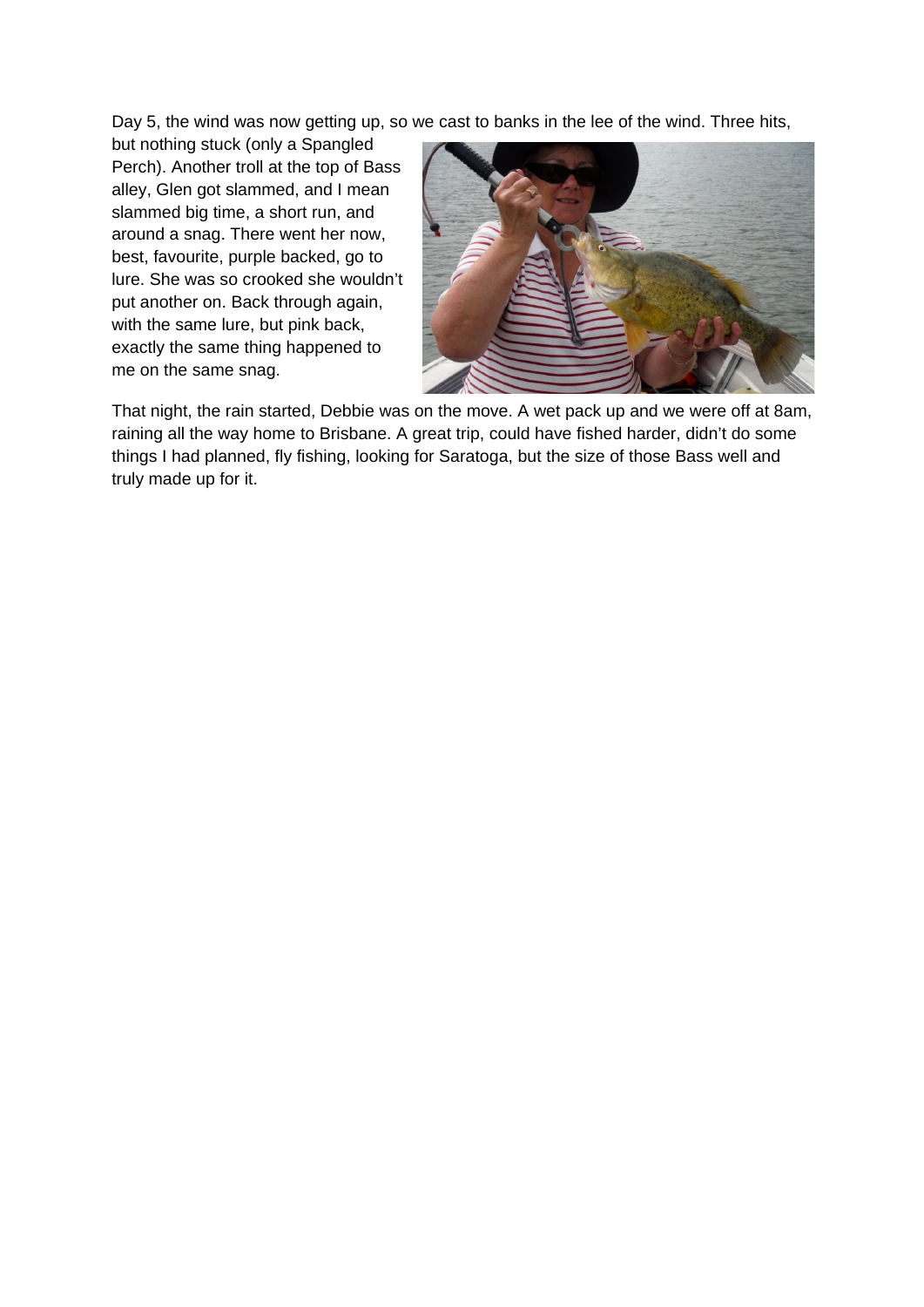Day 5, the wind was now getting up, so we cast to banks in the lee of the wind. Three hits, but nothing stuck (only a Spangled Perch). Another troll at the top of Bass alley, Glen got slammed, and I mean slammed big time, a short run, and around a snag. There went her now, best, favourite, purple backed, go to lure. She was so crooked she wouldn't put another on. Back through again, with the same lure, but pink back, exactly the same thing happened to me on the same snag.

That night, the rain started, Debbie was on the move. A wet pack up and we were off at 8am, raining all the way home to Brisbane. A great trip, could have fished harder, didn't do some things I had planned, fly fishing, looking for Saratoga, but the size of those Bass well and truly made up for it.